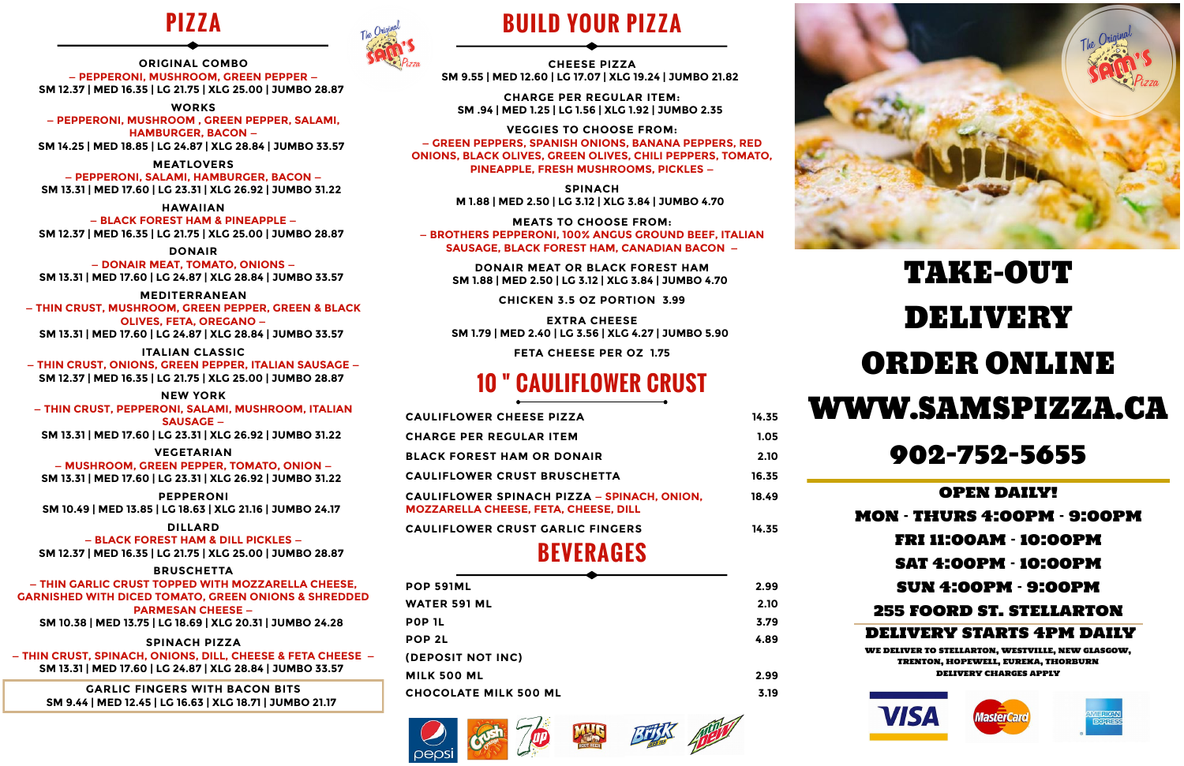# PIZZA

**ORIGINAL COMBO**
– PEPPERONI, MUSHROOM, GREEN PEPPER –
SM 12.37 | MED 16.35 | LG 21.75 | XLG 25.00 | JUMBO 28.87

**WORKS**
– PEPPERONI, MUSHROOM , GREEN PEPPER, SALAMI, HAMBURGER, BACON –
SM 14.25 | MED 18.85 | LG 24.87 | XLG 28.84 | JUMBO 33.57

**MEATLOVERS**
– PEPPERONI, SALAMI, HAMBURGER, BACON –
SM 13.31 | MED 17.60 | LG 23.31 | XLG 26.92 | JUMBO 31.22

**HAWAIIAN**
– BLACK FOREST HAM & PINEAPPLE –
SM 12.37 | MED 16.35 | LG 21.75 | XLG 25.00 | JUMBO 28.87

**DONAIR**
– DONAIR MEAT, TOMATO, ONIONS –
SM 13.31 | MED 17.60 | LG 24.87 | XLG 28.84 | JUMBO 33.57

**MEDITERRANEAN**
– THIN CRUST, MUSHROOM, GREEN PEPPER, GREEN & BLACK OLIVES, FETA, OREGANO –
SM 13.31 | MED 17.60 | LG 24.87 | XLG 28.84 | JUMBO 33.57

**ITALIAN CLASSIC**
– THIN CRUST, ONIONS, GREEN PEPPER, ITALIAN SAUSAGE –
SM 12.37 | MED 16.35 | LG 21.75 | XLG 25.00 | JUMBO 28.87

**NEW YORK**
– THIN CRUST, PEPPERONI, SALAMI, MUSHROOM, ITALIAN SAUSAGE –
SM 13.31 | MED 17.60 | LG 23.31 | XLG 26.92 | JUMBO 31.22

**VEGETARIAN**
– MUSHROOM, GREEN PEPPER, TOMATO, ONION –
SM 13.31 | MED 17.60 | LG 23.31 | XLG 26.92 | JUMBO 31.22

**PEPPERONI**
SM 10.49 | MED 13.85 | LG 18.63 | XLG 21.16 | JUMBO 24.17

**DILLARD**
– BLACK FOREST HAM & DILL PICKLES –
SM 12.37 | MED 16.35 | LG 21.75 | XLG 25.00 | JUMBO 28.87

**BRUSCHETTA**
– THIN GARLIC CRUST TOPPED WITH MOZZARELLA CHEESE, GARNISHED WITH DICED TOMATO, GREEN ONIONS & SHREDDED PARMESAN CHEESE –
SM 10.38 | MED 13.75 | LG 18.69 | XLG 20.31 | JUMBO 24.28

**SPINACH PIZZA**
– THIN CRUST, SPINACH, ONIONS, DILL, CHEESE & FETA CHEESE –
SM 13.31 | MED 17.60 | LG 24.87 | XLG 28.84 | JUMBO 33.57

**GARLIC FINGERS WITH BACON BITS**
SM 9.44 | MED 12.45 | LG 16.63 | XLG 18.71 | JUMBO 21.17

# BUILD YOUR PIZZA

**CHEESE PIZZA**
SM 9.55 | MED 12.60 | LG 17.07 | XLG 19.24 | JUMBO 21.82

**CHARGE PER REGULAR ITEM:**
SM .94 | MED 1.25 | LG 1.56 | XLG 1.92 | JUMBO 2.35

**VEGGIES TO CHOOSE FROM:**
– GREEN PEPPERS, SPANISH ONIONS, BANANA PEPPERS, RED ONIONS, BLACK OLIVES, GREEN OLIVES, CHILI PEPPERS, TOMATO, PINEAPPLE, FRESH MUSHROOMS, PICKLES –

**SPINACH**
M 1.88 | MED 2.50 | LG 3.12 | XLG 3.84 | JUMBO 4.70

**MEATS TO CHOOSE FROM:**
– BROTHERS PEPPERONI, 100% ANGUS GROUND BEEF, ITALIAN SAUSAGE, BLACK FOREST HAM, CANADIAN BACON –

**DONAIR MEAT OR BLACK FOREST HAM**
SM 1.88 | MED 2.50 | LG 3.12 | XLG 3.84 | JUMBO 4.70

**CHICKEN 3.5 OZ PORTION** 3.99

**EXTRA CHEESE**
SM 1.79 | MED 2.40 | LG 3.56 | XLG 4.27 | JUMBO 5.90

**FETA CHEESE PER OZ** 1.75

# 10 " CAULIFLOWER CRUST

| Item | Price |
|---|---|
| CAULIFLOWER CHEESE PIZZA | 14.35 |
| CHARGE PER REGULAR ITEM | 1.05 |
| BLACK FOREST HAM OR DONAIR | 2.10 |
| CAULIFLOWER CRUST BRUSCHETTA | 16.35 |
| CAULIFLOWER SPINACH PIZZA – SPINACH, ONION, MOZZARELLA CHEESE, FETA, CHEESE, DILL | 18.49 |
| CAULIFLOWER CRUST GARLIC FINGERS | 14.35 |

# BEVERAGES

| Item | Price |
|---|---|
| POP 591ML | 2.99 |
| WATER 591 ML | 2.10 |
| POP 1L | 3.79 |
| POP 2L | 4.89 |
| (DEPOSIT NOT INC) | |
| MILK 500 ML | 2.99 |
| CHOCOLATE MILK 500 ML | 3.19 |

# TAKE-OUT
# DELIVERY
# ORDER ONLINE
# WWW.SAMSPIZZA.CA
# 902-752-5655

**OPEN DAILY!**
**MON - THURS 4:00PM - 9:00PM**
**FRI 11:00AM - 10:00PM**
**SAT 4:00PM - 10:00PM**
**SUN 4:00PM - 9:00PM**

**255 FOORD ST. STELLARTON**

**DELIVERY STARTS 4PM DAILY**

WE DELIVER TO STELLARTON, WESTVILLE, NEW GLASGOW, TRENTON, HOPEWELL, EUREKA, THORBURN
DELIVERY CHARGES APPLY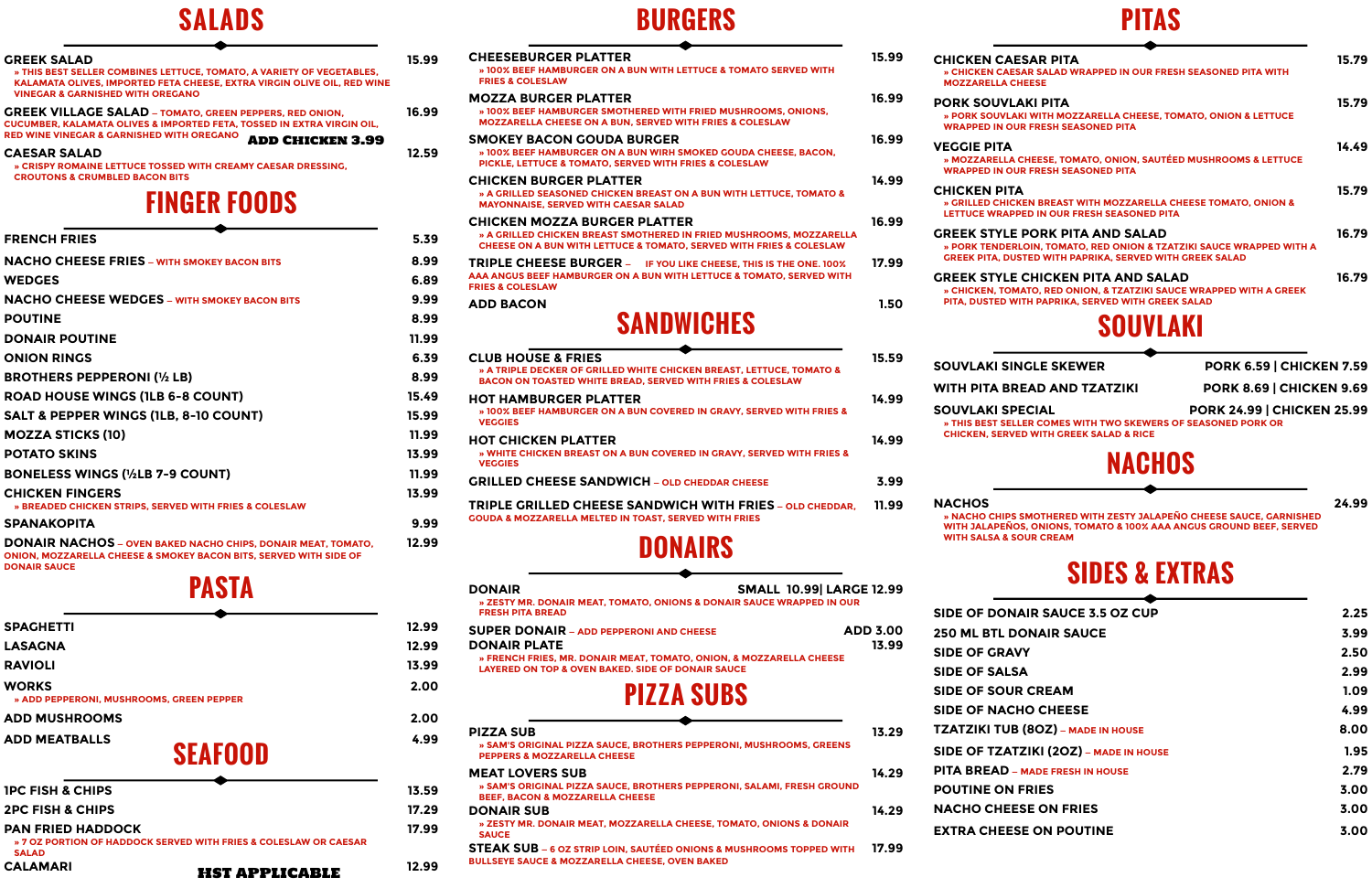# SALADS

**GREEK SALAD** — 15.99
» THIS BEST SELLER COMBINES LETTUCE, TOMATO, A VARIETY OF VEGETABLES, KALAMATA OLIVES, IMPORTED FETA CHEESE, EXTRA VIRGIN OLIVE OIL, RED WINE VINEGAR & GARNISHED WITH OREGANO

**GREEK VILLAGE SALAD** – TOMATO, GREEN PEPPERS, RED ONION, CUCUMBER, KALAMATA OLIVES & IMPORTED FETA, TOSSED IN EXTRA VIRGIN OIL, RED WINE VINEGAR & GARNISHED WITH OREGANO — 16.99

**ADD CHICKEN 3.99**

**CAESAR SALAD** — 12.59
» CRISPY ROMAINE LETTUCE TOSSED WITH CREAMY CAESAR DRESSING, CROUTONS & CRUMBLED BACON BITS

# FINGER FOODS

| | |
|---|---|
| FRENCH FRIES | 5.39 |
| NACHO CHEESE FRIES – WITH SMOKEY BACON BITS | 8.99 |
| WEDGES | 6.89 |
| NACHO CHEESE WEDGES – WITH SMOKEY BACON BITS | 9.99 |
| POUTINE | 8.99 |
| DONAIR POUTINE | 11.99 |
| ONION RINGS | 6.39 |
| BROTHERS PEPPERONI (½ LB) | 8.99 |
| ROAD HOUSE WINGS (1LB 6-8 COUNT) | 15.49 |
| SALT & PEPPER WINGS (1LB, 8-10 COUNT) | 15.99 |
| MOZZA STICKS (10) | 11.99 |
| POTATO SKINS | 13.99 |
| BONELESS WINGS (½LB 7-9 COUNT) | 11.99 |
| CHICKEN FINGERS » BREADED CHICKEN STRIPS, SERVED WITH FRIES & COLESLAW | 13.99 |
| SPANAKOPITA | 9.99 |
| DONAIR NACHOS – OVEN BAKED NACHO CHIPS, DONAIR MEAT, TOMATO, ONION, MOZZARELLA CHEESE & SMOKEY BACON BITS, SERVED WITH SIDE OF DONAIR SAUCE | 12.99 |

# PASTA

| | |
|---|---|
| SPAGHETTI | 12.99 |
| LASAGNA | 12.99 |
| RAVIOLI | 13.99 |
| WORKS » ADD PEPPERONI, MUSHROOMS, GREEN PEPPER | 2.00 |
| ADD MUSHROOMS | 2.00 |
| ADD MEATBALLS | 4.99 |

# SEAFOOD

| | |
|---|---|
| 1PC FISH & CHIPS | 13.59 |
| 2PC FISH & CHIPS | 17.29 |
| PAN FRIED HADDOCK » 7 OZ PORTION OF HADDOCK SERVED WITH FRIES & COLESLAW OR CAESAR SALAD | 17.99 |
| CALAMARI | 12.99 |

**HST APPLICABLE**

# BURGERS

**CHEESEBURGER PLATTER** — 15.99
» 100% BEEF HAMBURGER ON A BUN WITH LETTUCE & TOMATO SERVED WITH FRIES & COLESLAW

**MOZZA BURGER PLATTER** — 16.99
» 100% BEEF HAMBURGER SMOTHERED WITH FRIED MUSHROOMS, ONIONS, MOZZARELLA CHEESE ON A BUN, SERVED WITH FRIES & COLESLAW

**SMOKEY BACON GOUDA BURGER** — 16.99
» 100% BEEF HAMBURGER ON A BUN WIRH SMOKED GOUDA CHEESE, BACON, PICKLE, LETTUCE & TOMATO, SERVED WITH FRIES & COLESLAW

**CHICKEN BURGER PLATTER** — 14.99
» A GRILLED SEASONED CHICKEN BREAST ON A BUN WITH LETTUCE, TOMATO & MAYONNAISE, SERVED WITH CAESAR SALAD

**CHICKEN MOZZA BURGER PLATTER** — 16.99
» A GRILLED CHICKEN BREAST SMOTHERED IN FRIED MUSHROOMS, MOZZARELLA CHEESE ON A BUN WITH LETTUCE & TOMATO, SERVED WITH FRIES & COLESLAW

**TRIPLE CHEESE BURGER** – IF YOU LIKE CHEESE, THIS IS THE ONE. 100% AAA ANGUS BEEF HAMBURGER ON A BUN WITH LETTUCE & TOMATO, SERVED WITH FRIES & COLESLAW — 17.99

**ADD BACON** — 1.50

# SANDWICHES

**CLUB HOUSE & FRIES** — 15.59
» A TRIPLE DECKER OF GRILLED WHITE CHICKEN BREAST, LETTUCE, TOMATO & BACON ON TOASTED WHITE BREAD, SERVED WITH FRIES & COLESLAW

**HOT HAMBURGER PLATTER** — 14.99
» 100% BEEF HAMBURGER ON A BUN COVERED IN GRAVY, SERVED WITH FRIES & VEGGIES

**HOT CHICKEN PLATTER** — 14.99
» WHITE CHICKEN BREAST ON A BUN COVERED IN GRAVY, SERVED WITH FRIES & VEGGIES

**GRILLED CHEESE SANDWICH** – OLD CHEDDAR CHEESE — 3.99

**TRIPLE GRILLED CHEESE SANDWICH WITH FRIES** – OLD CHEDDAR, GOUDA & MOZZARELLA MELTED IN TOAST, SERVED WITH FRIES — 11.99

# DONAIRS

**DONAIR** — SMALL 10.99 | LARGE 12.99
» ZESTY MR. DONAIR MEAT, TOMATO, ONIONS & DONAIR SAUCE WRAPPED IN OUR FRESH PITA BREAD

**SUPER DONAIR** – ADD PEPPERONI AND CHEESE — ADD 3.00

**DONAIR PLATE** — 13.99
» FRENCH FRIES, MR. DONAIR MEAT, TOMATO, ONION, & MOZZARELLA CHEESE LAYERED ON TOP & OVEN BAKED. SIDE OF DONAIR SAUCE

# PIZZA SUBS

**PIZZA SUB** — 13.29
» SAM'S ORIGINAL PIZZA SAUCE, BROTHERS PEPPERONI, MUSHROOMS, GREENS PEPPERS & MOZZARELLA CHEESE

**MEAT LOVERS SUB** — 14.29
» SAM'S ORIGINAL PIZZA SAUCE, BROTHERS PEPPERONI, SALAMI, FRESH GROUND BEEF, BACON & MOZZARELLA CHEESE

**DONAIR SUB** — 14.29
» ZESTY MR. DONAIR MEAT, MOZZARELLA CHEESE, TOMATO, ONIONS & DONAIR SAUCE

**STEAK SUB** – 6 OZ STRIP LOIN, SAUTÉED ONIONS & MUSHROOMS TOPPED WITH BULLSEYE SAUCE & MOZZARELLA CHEESE, OVEN BAKED — 17.99

# PITAS

**CHICKEN CAESAR PITA** — 15.79
» CHICKEN CAESAR SALAD WRAPPED IN OUR FRESH SEASONED PITA WITH MOZZARELLA CHEESE

**PORK SOUVLAKI PITA** — 15.79
» PORK SOUVLAKI WITH MOZZARELLA CHEESE, TOMATO, ONION & LETTUCE WRAPPED IN OUR FRESH SEASONED PITA

**VEGGIE PITA** — 14.49
» MOZZARELLA CHEESE, TOMATO, ONION, SAUTÉED MUSHROOMS & LETTUCE WRAPPED IN OUR FRESH SEASONED PITA

**CHICKEN PITA** — 15.79
» GRILLED CHICKEN BREAST WITH MOZZARELLA CHEESE TOMATO, ONION & LETTUCE WRAPPED IN OUR FRESH SEASONED PITA

**GREEK STYLE PORK PITA AND SALAD** — 16.79
» PORK TENDERLOIN, TOMATO, RED ONION & TZATZIKI SAUCE WRAPPED WITH A GREEK PITA, DUSTED WITH PAPRIKA, SERVED WITH GREEK SALAD

**GREEK STYLE CHICKEN PITA AND SALAD** — 16.79
» CHICKEN, TOMATO, RED ONION, & TZATZIKI SAUCE WRAPPED WITH A GREEK PITA, DUSTED WITH PAPRIKA, SERVED WITH GREEK SALAD

# SOUVLAKI

| | |
|---|---|
| SOUVLAKI SINGLE SKEWER | PORK 6.59 \| CHICKEN 7.59 |
| WITH PITA BREAD AND TZATZIKI | PORK 8.69 \| CHICKEN 9.69 |
| SOUVLAKI SPECIAL » THIS BEST SELLER COMES WITH TWO SKEWERS OF SEASONED PORK OR CHICKEN, SERVED WITH GREEK SALAD & RICE | PORK 24.99 \| CHICKEN 25.99 |

# NACHOS

**NACHOS** — 24.99
» NACHO CHIPS SMOTHERED WITH ZESTY JALAPEÑO CHEESE SAUCE, GARNISHED WITH JALAPEÑOS, ONIONS, TOMATO & 100% AAA ANGUS GROUND BEEF, SERVED WITH SALSA & SOUR CREAM

# SIDES & EXTRAS

| | |
|---|---|
| SIDE OF DONAIR SAUCE 3.5 OZ CUP | 2.25 |
| 250 ML BTL DONAIR SAUCE | 3.99 |
| SIDE OF GRAVY | 2.50 |
| SIDE OF SALSA | 2.99 |
| SIDE OF SOUR CREAM | 1.09 |
| SIDE OF NACHO CHEESE | 4.99 |
| TZATZIKI TUB (8OZ) – MADE IN HOUSE | 8.00 |
| SIDE OF TZATZIKI (2OZ) – MADE IN HOUSE | 1.95 |
| PITA BREAD – MADE FRESH IN HOUSE | 2.79 |
| POUTINE ON FRIES | 3.00 |
| NACHO CHEESE ON FRIES | 3.00 |
| EXTRA CHEESE ON POUTINE | 3.00 |